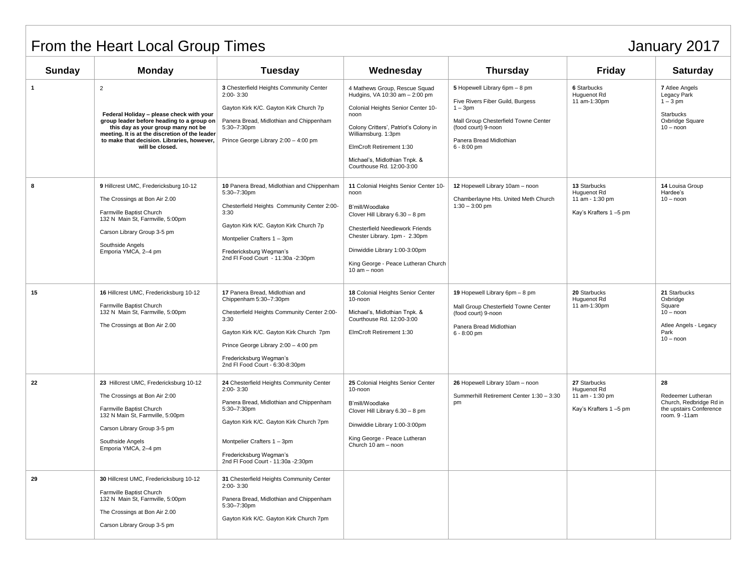# From the Heart Local Group Times

January 2017

| Sunday | Monday | Tuesday | Wednesday | Thursday | Friday | Saturday |
|---|---|---|---|---|---|---|
| **1** | 2<br><br>**Federal Holiday – please check with your group leader before heading to a group on this day as your group many not be meeting. It is at the discretion of the leader to make that decision. Libraries, however, will be closed.** | **3** Chesterfield Heights Community Center 2:00- 3:30<br><br>Gayton Kirk K/C. Gayton Kirk Church 7p<br><br>Panera Bread, Midlothian and Chippenham 5:30–7:30pm<br><br>Prince George Library 2:00 – 4:00 pm | 4 Mathews Group, Rescue Squad Hudgins, VA 10:30 am – 2:00 pm<br><br>Colonial Heights Senior Center 10-noon<br><br>Colony Critters', Patriot's Colony in Williamsburg. 1:3pm<br><br>ElmCroft Retirement 1:30<br><br>Michael's, Midlothian Tnpk. & Courthouse Rd. 12:00-3:00 | **5** Hopewell Library 6pm – 8 pm<br><br>Five Rivers Fiber Guild, Burgess 1 – 3pm<br><br>Mall Group Chesterfield Towne Center (food court) 9-noon<br><br>Panera Bread Midlothian 6 - 8:00 pm | **6** Starbucks Huguenot Rd 11 am-1:30pm | **7** Atlee Angels Legacy Park 1 – 3 pm<br><br>Starbucks Oxbridge Square 10 – noon |
| **8** | **9** Hillcrest UMC, Fredericksburg 10-12<br><br>The Crossings at Bon Air 2.00<br><br>Farmville Baptist Church 132 N Main St, Farmville, 5:00pm<br><br>Carson Library Group 3-5 pm<br><br>Southside Angels Emporia YMCA, 2–4 pm | **10** Panera Bread, Midlothian and Chippenham 5:30–7:30pm<br><br>Chesterfield Heights Community Center 2:00-3:30<br><br>Gayton Kirk K/C. Gayton Kirk Church 7p<br><br>Montpelier Crafters 1 – 3pm<br><br>Fredericksburg Wegman's 2nd Fl Food Court - 11:30a -2:30pm | **11** Colonial Heights Senior Center 10-noon<br><br>B'mill/Woodlake Clover Hill Library 6.30 – 8 pm<br><br>Chesterfield Needlework Friends Chester Library. 1pm - 2.30pm<br><br>Dinwiddie Library 1:00-3:00pm<br><br>King George - Peace Lutheran Church 10 am – noon | **12** Hopewell Library 10am – noon<br><br>Chamberlayne Hts. United Meth Church 1:30 – 3:00 pm | **13** Starbucks Huguenot Rd 11 am - 1:30 pm<br><br>Kay's Krafters 1 –5 pm | **14** Louisa Group Hardee's 10 – noon |
| **15** | **16** Hillcrest UMC, Fredericksburg 10-12<br><br>Farmville Baptist Church 132 N Main St, Farmville, 5:00pm<br><br>The Crossings at Bon Air 2.00 | **17** Panera Bread, Midlothian and Chippenham 5:30–7:30pm<br><br>Chesterfield Heights Community Center 2:00-3:30<br><br>Gayton Kirk K/C. Gayton Kirk Church 7pm<br><br>Prince George Library 2:00 – 4:00 pm<br><br>Fredericksburg Wegman's 2nd Fl Food Court - 6:30-8:30pm | **18** Colonial Heights Senior Center 10-noon<br><br>Michael's, Midlothian Tnpk. & Courthouse Rd. 12:00-3:00<br><br>ElmCroft Retirement 1:30 | **19** Hopewell Library 6pm – 8 pm<br><br>Mall Group Chesterfield Towne Center (food court) 9-noon<br><br>Panera Bread Midlothian 6 - 8:00 pm | **20** Starbucks Huguenot Rd 11 am-1:30pm | **21** Starbucks Oxbridge Square 10 – noon<br><br>Atlee Angels - Legacy Park 10 – noon |
| **22** | **23** Hillcrest UMC, Fredericksburg 10-12<br><br>The Crossings at Bon Air 2:00<br><br>Farmville Baptist Church 132 N Main St, Farmville, 5:00pm<br><br>Carson Library Group 3-5 pm<br><br>Southside Angels Emporia YMCA, 2–4 pm | **24** Chesterfield Heights Community Center 2:00- 3:30<br><br>Panera Bread, Midlothian and Chippenham 5:30–7:30pm<br><br>Gayton Kirk K/C. Gayton Kirk Church 7pm<br><br>Montpelier Crafters 1 – 3pm<br><br>Fredericksburg Wegman's 2nd Fl Food Court - 11:30a -2:30pm | **25** Colonial Heights Senior Center 10-noon<br><br>B'mill/Woodlake Clover Hill Library 6.30 – 8 pm<br><br>Dinwiddie Library 1:00-3:00pm<br><br>King George - Peace Lutheran Church 10 am – noon | **26** Hopewell Library 10am – noon<br><br>Summerhill Retirement Center 1:30 – 3:30 pm | **27** Starbucks Huguenot Rd 11 am - 1:30 pm<br><br>Kay's Krafters 1 –5 pm | **28**<br><br>Redeemer Lutheran Church, Redbridge Rd in the upstairs Conference room. 9 -11am |
| **29** | **30** Hillcrest UMC, Fredericksburg 10-12<br><br>Farmville Baptist Church 132 N Main St, Farmville, 5:00pm<br><br>The Crossings at Bon Air 2.00<br><br>Carson Library Group 3-5 pm | **31** Chesterfield Heights Community Center 2:00- 3:30<br><br>Panera Bread, Midlothian and Chippenham 5:30–7:30pm<br><br>Gayton Kirk K/C. Gayton Kirk Church 7pm | | | | |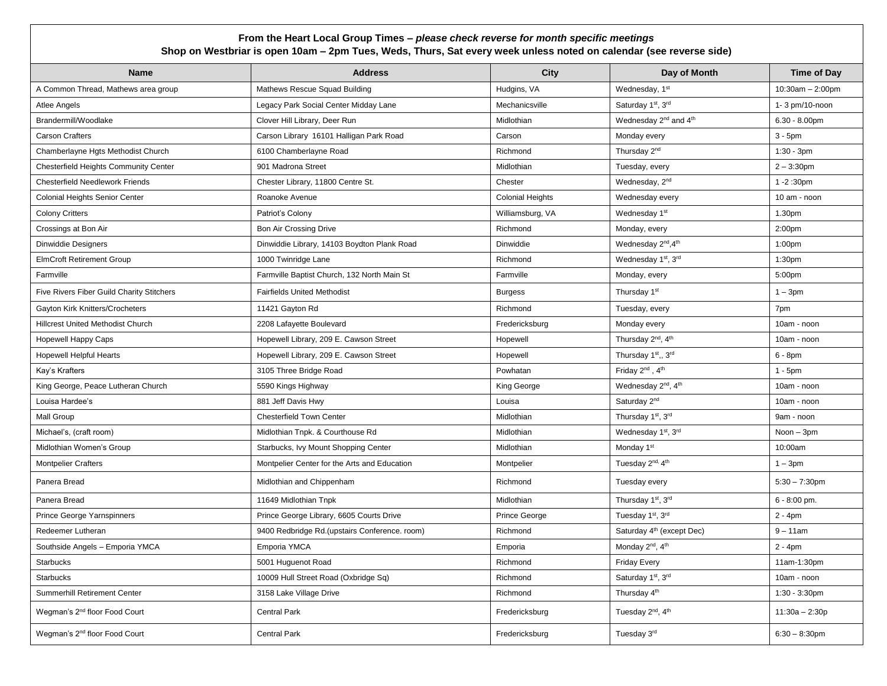**From the Heart Local Group Times –** ***please check reverse for month specific meetings***
**Shop on Westbriar is open 10am – 2pm Tues, Weds, Thurs, Sat every week unless noted on calendar (see reverse side)**

| Name | Address | City | Day of Month | Time of Day |
|---|---|---|---|---|
| A Common Thread, Mathews area group | Mathews Rescue Squad Building | Hudgins, VA | Wednesday, 1st | 10:30am – 2:00pm |
| Atlee Angels | Legacy Park Social Center Midday Lane | Mechanicsville | Saturday 1st, 3rd | 1- 3 pm/10-noon |
| Brandermill/Woodlake | Clover Hill Library, Deer Run | Midlothian | Wednesday 2nd and 4th | 6.30 - 8.00pm |
| Carson Crafters | Carson Library 16101 Halligan Park Road | Carson | Monday every | 3 - 5pm |
| Chamberlayne Hgts Methodist Church | 6100 Chamberlayne Road | Richmond | Thursday 2nd | 1:30 - 3pm |
| Chesterfield Heights Community Center | 901 Madrona Street | Midlothian | Tuesday, every | 2 – 3:30pm |
| Chesterfield Needlework Friends | Chester Library, 11800 Centre St. | Chester | Wednesday, 2nd | 1 -2 :30pm |
| Colonial Heights Senior Center | Roanoke Avenue | Colonial Heights | Wednesday every | 10 am - noon |
| Colony Critters | Patriot's Colony | Williamsburg, VA | Wednesday 1st | 1.30pm |
| Crossings at Bon Air | Bon Air Crossing Drive | Richmond | Monday, every | 2:00pm |
| Dinwiddie Designers | Dinwiddie Library, 14103 Boydton Plank Road | Dinwiddie | Wednesday 2nd,4th | 1:00pm |
| ElmCroft Retirement Group | 1000 Twinridge Lane | Richmond | Wednesday 1st, 3rd | 1:30pm |
| Farmville | Farmville Baptist Church, 132 North Main St | Farmville | Monday, every | 5:00pm |
| Five Rivers Fiber Guild Charity Stitchers | Fairfields United Methodist | Burgess | Thursday 1st | 1 – 3pm |
| Gayton Kirk Knitters/Crocheters | 11421 Gayton Rd | Richmond | Tuesday, every | 7pm |
| Hillcrest United Methodist Church | 2208 Lafayette Boulevard | Fredericksburg | Monday every | 10am - noon |
| Hopewell Happy Caps | Hopewell Library, 209 E. Cawson Street | Hopewell | Thursday 2nd, 4th | 10am - noon |
| Hopewell Helpful Hearts | Hopewell Library, 209 E. Cawson Street | Hopewell | Thursday 1st,, 3rd | 6 - 8pm |
| Kay's Krafters | 3105 Three Bridge Road | Powhatan | Friday 2nd , 4th | 1 - 5pm |
| King George, Peace Lutheran Church | 5590 Kings Highway | King George | Wednesday 2nd, 4th | 10am - noon |
| Louisa Hardee's | 881 Jeff Davis Hwy | Louisa | Saturday 2nd | 10am - noon |
| Mall Group | Chesterfield Town Center | Midlothian | Thursday 1st, 3rd | 9am - noon |
| Michael's, (craft room) | Midlothian Tnpk. & Courthouse Rd | Midlothian | Wednesday 1st, 3rd | Noon – 3pm |
| Midlothian Women's Group | Starbucks, Ivy Mount Shopping Center | Midlothian | Monday 1st | 10:00am |
| Montpelier Crafters | Montpelier Center for the Arts and Education | Montpelier | Tuesday 2nd, 4th | 1 – 3pm |
| Panera Bread | Midlothian and Chippenham | Richmond | Tuesday every | 5:30 – 7:30pm |
| Panera Bread | 11649 Midlothian Tnpk | Midlothian | Thursday 1st, 3rd | 6 - 8:00 pm. |
| Prince George Yarnspinners | Prince George Library, 6605 Courts Drive | Prince George | Tuesday 1st, 3rd | 2 - 4pm |
| Redeemer Lutheran | 9400 Redbridge Rd.(upstairs Conference. room) | Richmond | Saturday 4th (except Dec) | 9 – 11am |
| Southside Angels – Emporia YMCA | Emporia YMCA | Emporia | Monday 2nd, 4th | 2 - 4pm |
| Starbucks | 5001 Huguenot Road | Richmond | Friday Every | 11am-1:30pm |
| Starbucks | 10009 Hull Street Road (Oxbridge Sq) | Richmond | Saturday 1st, 3rd | 10am - noon |
| Summerhill Retirement Center | 3158 Lake Village Drive | Richmond | Thursday 4th | 1:30 - 3:30pm |
| Wegman's 2nd floor Food Court | Central Park | Fredericksburg | Tuesday 2nd, 4th | 11:30a – 2:30p |
| Wegman's 2nd floor Food Court | Central Park | Fredericksburg | Tuesday 3rd | 6:30 – 8:30pm |